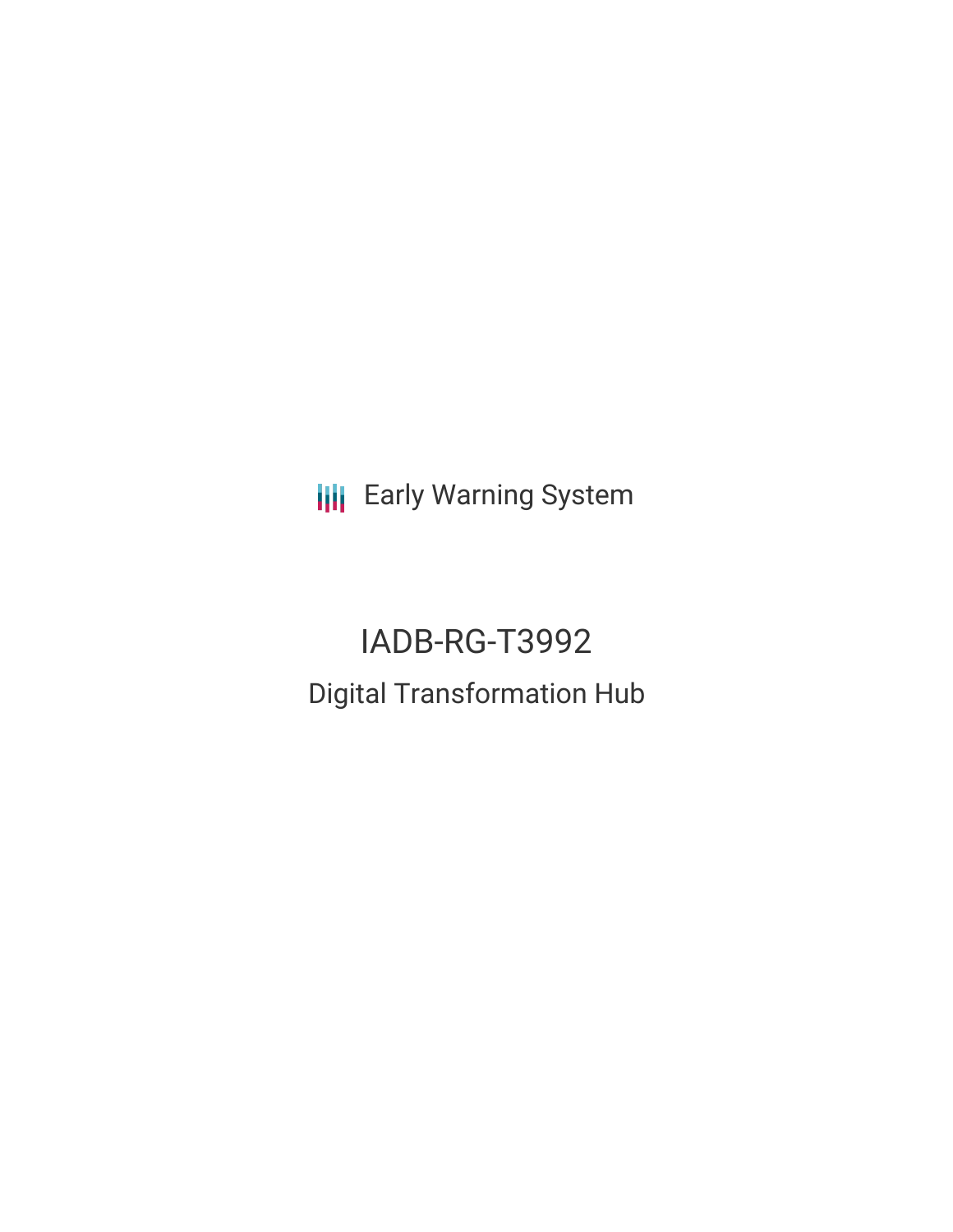Early Warning System

# IADB-RG-T3992

## Digital Transformation Hub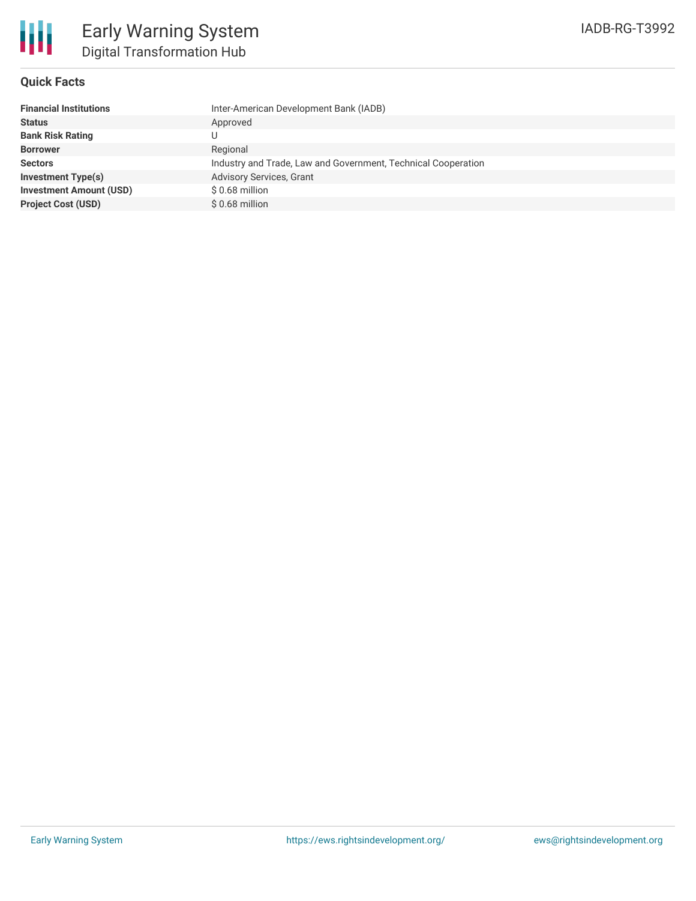# Early Warning System

## Digital Transformation Hub

IADB-RG-T3992

### Quick Facts

| | |
|---|---|
| **Financial Institutions** | Inter-American Development Bank (IADB) |
| **Status** | Approved |
| **Bank Risk Rating** | U |
| **Borrower** | Regional |
| **Sectors** | Industry and Trade, Law and Government, Technical Cooperation |
| **Investment Type(s)** | Advisory Services, Grant |
| **Investment Amount (USD)** | $ 0.68 million |
| **Project Cost (USD)** | $ 0.68 million |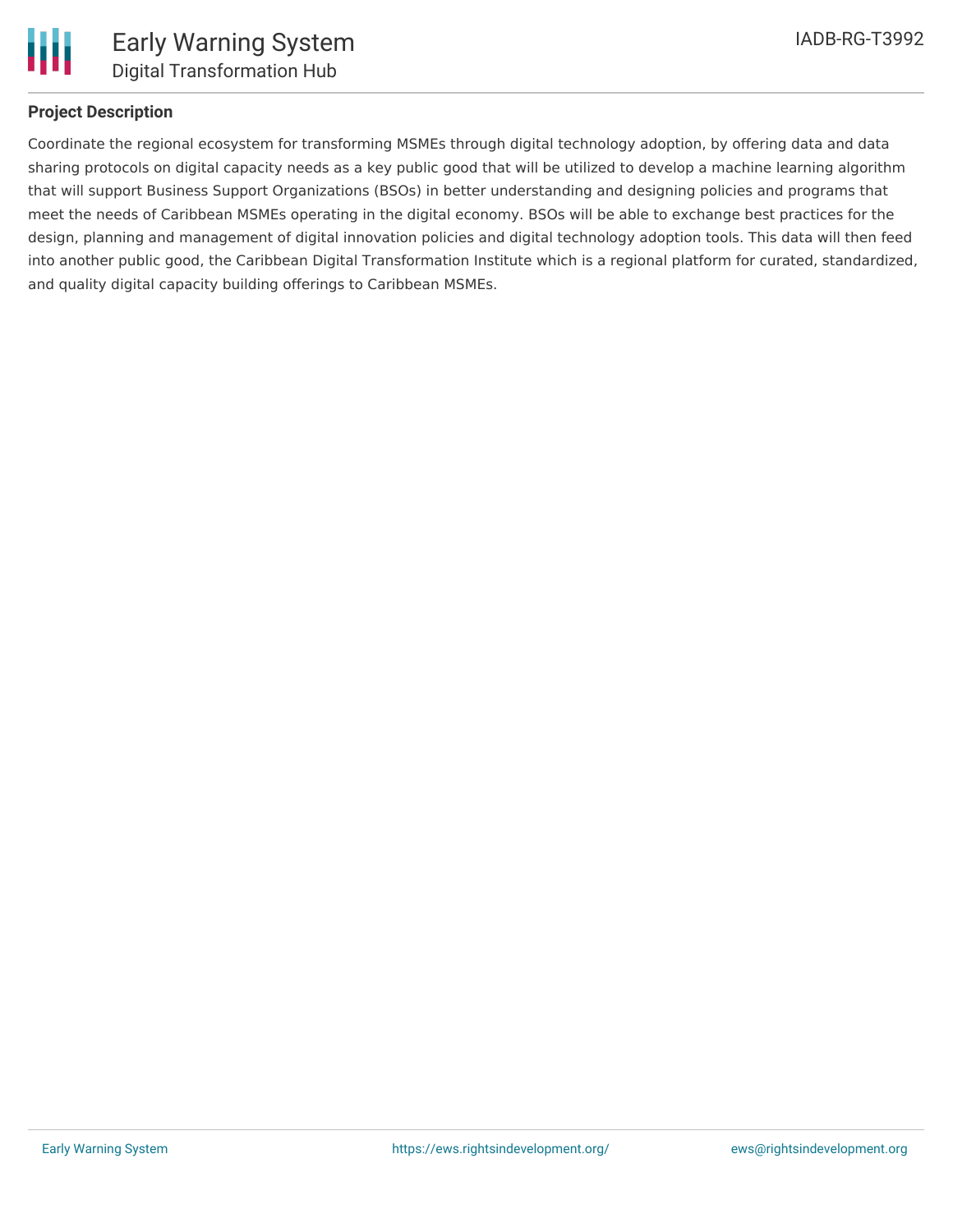## Project Description

Coordinate the regional ecosystem for transforming MSMEs through digital technology adoption, by offering data and data sharing protocols on digital capacity needs as a key public good that will be utilized to develop a machine learning algorithm that will support Business Support Organizations (BSOs) in better understanding and designing policies and programs that meet the needs of Caribbean MSMEs operating in the digital economy. BSOs will be able to exchange best practices for the design, planning and management of digital innovation policies and digital technology adoption tools. This data will then feed into another public good, the Caribbean Digital Transformation Institute which is a regional platform for curated, standardized, and quality digital capacity building offerings to Caribbean MSMEs.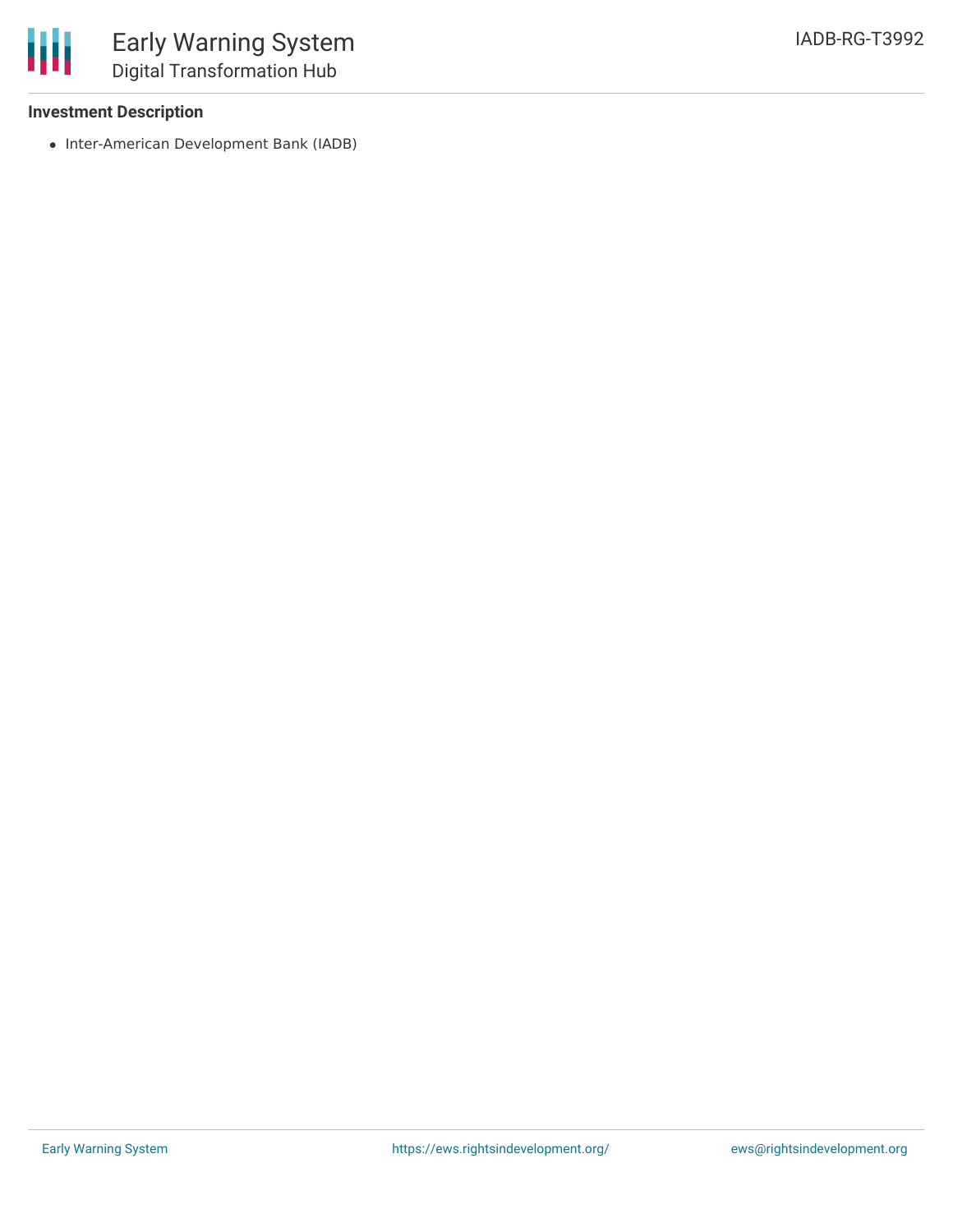**Investment Description**

- Inter-American Development Bank (IADB)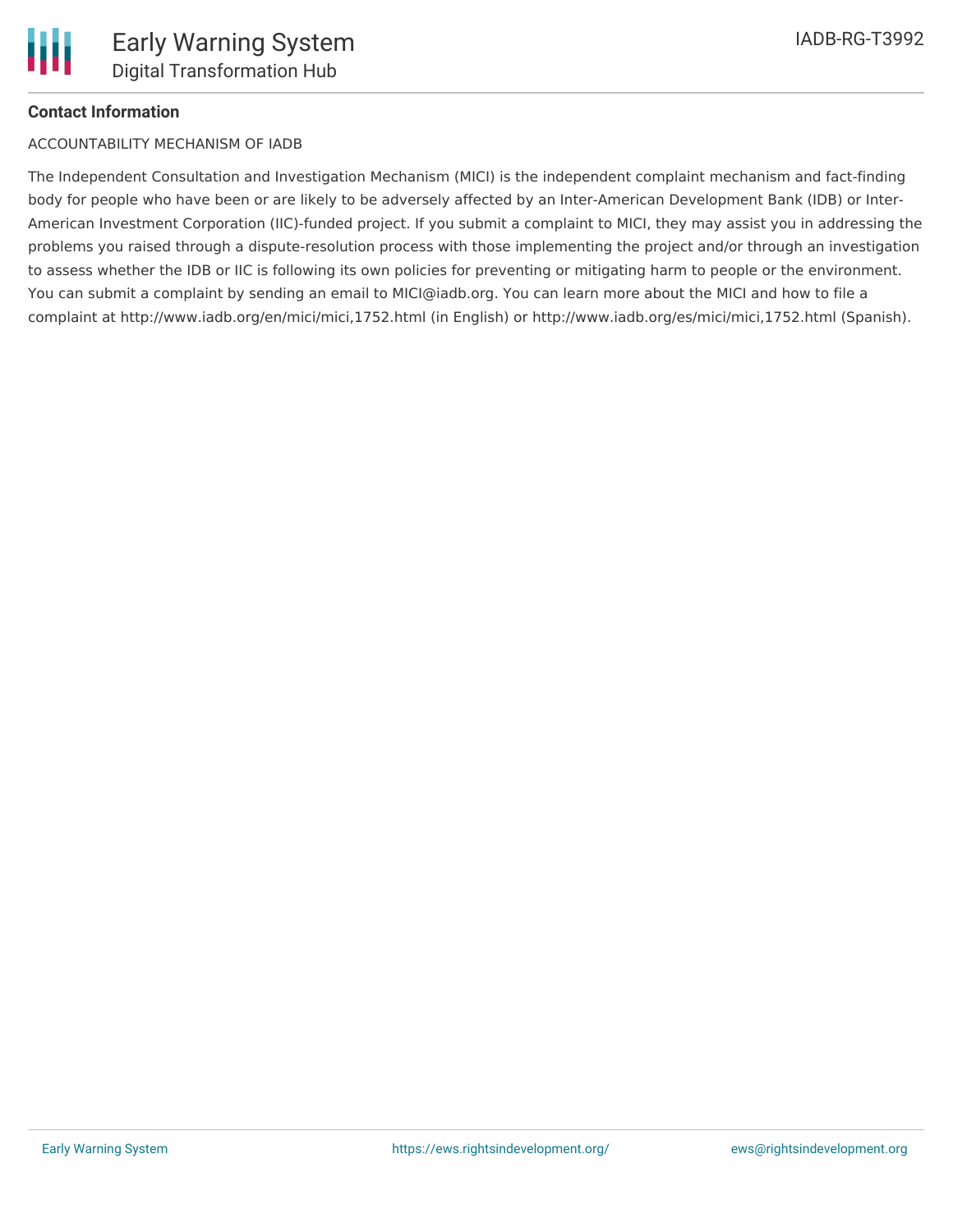#### Contact Information

ACCOUNTABILITY MECHANISM OF IADB

The Independent Consultation and Investigation Mechanism (MICI) is the independent complaint mechanism and fact-finding body for people who have been or are likely to be adversely affected by an Inter-American Development Bank (IDB) or Inter-American Investment Corporation (IIC)-funded project. If you submit a complaint to MICI, they may assist you in addressing the problems you raised through a dispute-resolution process with those implementing the project and/or through an investigation to assess whether the IDB or IIC is following its own policies for preventing or mitigating harm to people or the environment. You can submit a complaint by sending an email to MICI@iadb.org. You can learn more about the MICI and how to file a complaint at http://www.iadb.org/en/mici/mici,1752.html (in English) or http://www.iadb.org/es/mici/mici,1752.html (Spanish).